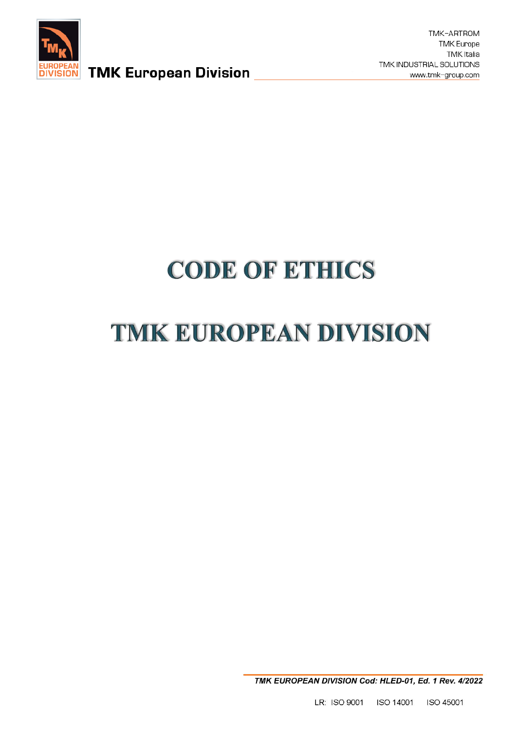# CODE OF ETHICS

# TMK EUROPEAN DIVISION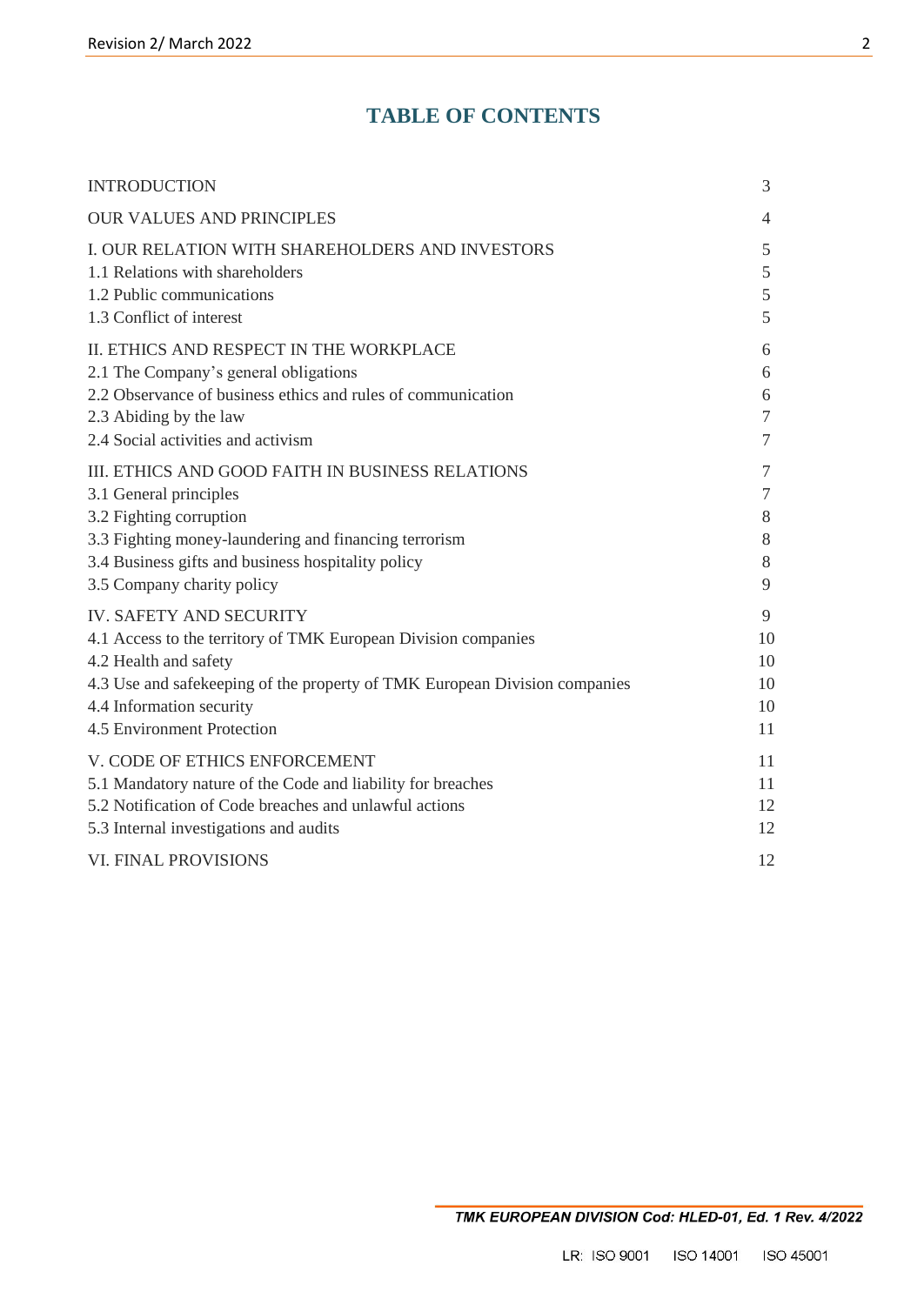# TABLE OF CONTENTS

| | |
|---|---|
| INTRODUCTION | 3 |
| OUR VALUES AND PRINCIPLES | 4 |
| I. OUR RELATION WITH SHAREHOLDERS AND INVESTORS | 5 |
| 1.1 Relations with shareholders | 5 |
| 1.2 Public communications | 5 |
| 1.3 Conflict of interest | 5 |
| II. ETHICS AND RESPECT IN THE WORKPLACE | 6 |
| 2.1 The Company's general obligations | 6 |
| 2.2 Observance of business ethics and rules of communication | 6 |
| 2.3 Abiding by the law | 7 |
| 2.4 Social activities and activism | 7 |
| III. ETHICS AND GOOD FAITH IN BUSINESS RELATIONS | 7 |
| 3.1 General principles | 7 |
| 3.2 Fighting corruption | 8 |
| 3.3 Fighting money-laundering and financing terrorism | 8 |
| 3.4 Business gifts and business hospitality policy | 8 |
| 3.5 Company charity policy | 9 |
| IV. SAFETY AND SECURITY | 9 |
| 4.1 Access to the territory of TMK European Division companies | 10 |
| 4.2 Health and safety | 10 |
| 4.3 Use and safekeeping of the property of TMK European Division companies | 10 |
| 4.4 Information security | 10 |
| 4.5 Environment Protection | 11 |
| V. CODE OF ETHICS ENFORCEMENT | 11 |
| 5.1 Mandatory nature of the Code and liability for breaches | 11 |
| 5.2 Notification of Code breaches and unlawful actions | 12 |
| 5.3 Internal investigations and audits | 12 |
| VI. FINAL PROVISIONS | 12 |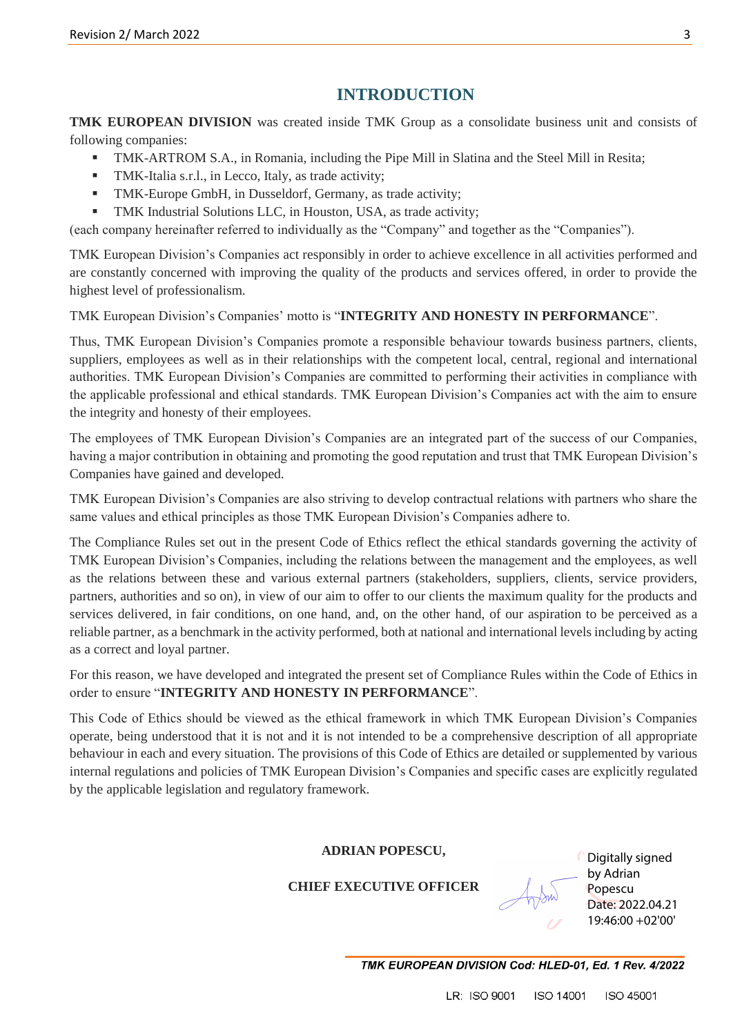# INTRODUCTION

**TMK EUROPEAN DIVISION** was created inside TMK Group as a consolidate business unit and consists of following companies:

- TMK-ARTROM S.A., in Romania, including the Pipe Mill in Slatina and the Steel Mill in Resita;
- TMK-Italia s.r.l., in Lecco, Italy, as trade activity;
- TMK-Europe GmbH, in Dusseldorf, Germany, as trade activity;
- TMK Industrial Solutions LLC, in Houston, USA, as trade activity;

(each company hereinafter referred to individually as the "Company" and together as the "Companies").

TMK European Division's Companies act responsibly in order to achieve excellence in all activities performed and are constantly concerned with improving the quality of the products and services offered, in order to provide the highest level of professionalism.

TMK European Division's Companies' motto is "**INTEGRITY AND HONESTY IN PERFORMANCE**".

Thus, TMK European Division's Companies promote a responsible behaviour towards business partners, clients, suppliers, employees as well as in their relationships with the competent local, central, regional and international authorities. TMK European Division's Companies are committed to performing their activities in compliance with the applicable professional and ethical standards. TMK European Division's Companies act with the aim to ensure the integrity and honesty of their employees.

The employees of TMK European Division's Companies are an integrated part of the success of our Companies, having a major contribution in obtaining and promoting the good reputation and trust that TMK European Division's Companies have gained and developed.

TMK European Division's Companies are also striving to develop contractual relations with partners who share the same values and ethical principles as those TMK European Division's Companies adhere to.

The Compliance Rules set out in the present Code of Ethics reflect the ethical standards governing the activity of TMK European Division's Companies, including the relations between the management and the employees, as well as the relations between these and various external partners (stakeholders, suppliers, clients, service providers, partners, authorities and so on), in view of our aim to offer to our clients the maximum quality for the products and services delivered, in fair conditions, on one hand, and, on the other hand, of our aspiration to be perceived as a reliable partner, as a benchmark in the activity performed, both at national and international levels including by acting as a correct and loyal partner.

For this reason, we have developed and integrated the present set of Compliance Rules within the Code of Ethics in order to ensure "**INTEGRITY AND HONESTY IN PERFORMANCE**".

This Code of Ethics should be viewed as the ethical framework in which TMK European Division's Companies operate, being understood that it is not and it is not intended to be a comprehensive description of all appropriate behaviour in each and every situation. The provisions of this Code of Ethics are detailed or supplemented by various internal regulations and policies of TMK European Division's Companies and specific cases are explicitly regulated by the applicable legislation and regulatory framework.

**ADRIAN POPESCU,**

**CHIEF EXECUTIVE OFFICER**

Digitally signed by Adrian Popescu
Date: 2022.04.21 19:46:00 +02'00'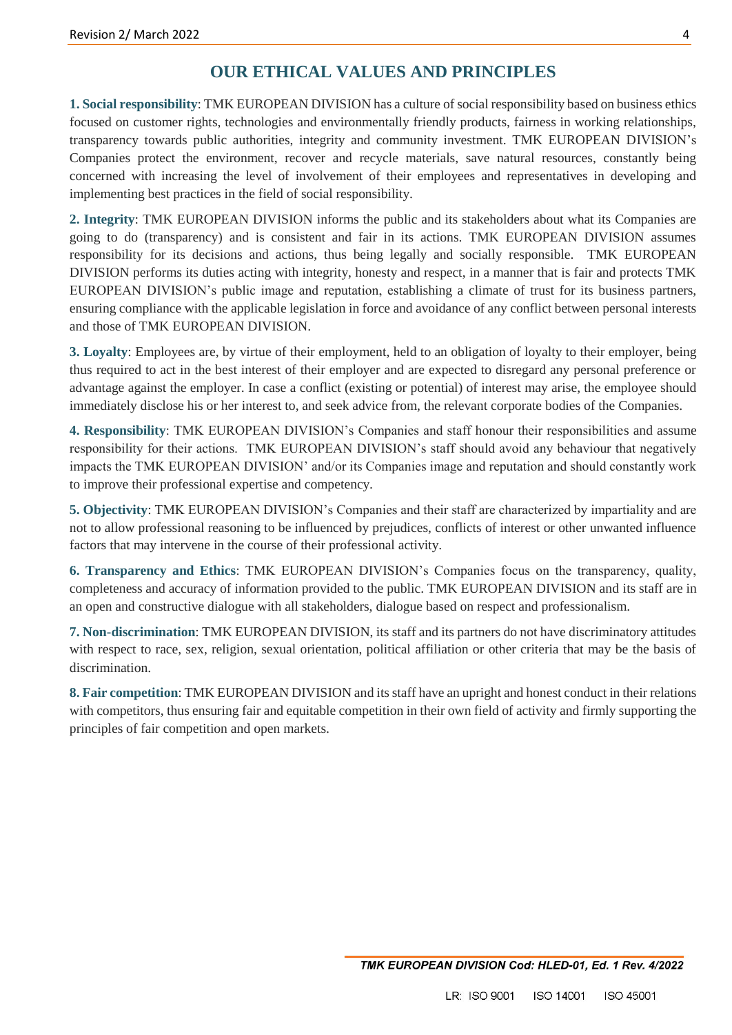# OUR ETHICAL VALUES AND PRINCIPLES

**1. Social responsibility**: TMK EUROPEAN DIVISION has a culture of social responsibility based on business ethics focused on customer rights, technologies and environmentally friendly products, fairness in working relationships, transparency towards public authorities, integrity and community investment. TMK EUROPEAN DIVISION's Companies protect the environment, recover and recycle materials, save natural resources, constantly being concerned with increasing the level of involvement of their employees and representatives in developing and implementing best practices in the field of social responsibility.

**2. Integrity**: TMK EUROPEAN DIVISION informs the public and its stakeholders about what its Companies are going to do (transparency) and is consistent and fair in its actions. TMK EUROPEAN DIVISION assumes responsibility for its decisions and actions, thus being legally and socially responsible. TMK EUROPEAN DIVISION performs its duties acting with integrity, honesty and respect, in a manner that is fair and protects TMK EUROPEAN DIVISION's public image and reputation, establishing a climate of trust for its business partners, ensuring compliance with the applicable legislation in force and avoidance of any conflict between personal interests and those of TMK EUROPEAN DIVISION.

**3. Loyalty**: Employees are, by virtue of their employment, held to an obligation of loyalty to their employer, being thus required to act in the best interest of their employer and are expected to disregard any personal preference or advantage against the employer. In case a conflict (existing or potential) of interest may arise, the employee should immediately disclose his or her interest to, and seek advice from, the relevant corporate bodies of the Companies.

**4. Responsibility**: TMK EUROPEAN DIVISION's Companies and staff honour their responsibilities and assume responsibility for their actions. TMK EUROPEAN DIVISION's staff should avoid any behaviour that negatively impacts the TMK EUROPEAN DIVISION' and/or its Companies image and reputation and should constantly work to improve their professional expertise and competency.

**5. Objectivity**: TMK EUROPEAN DIVISION's Companies and their staff are characterized by impartiality and are not to allow professional reasoning to be influenced by prejudices, conflicts of interest or other unwanted influence factors that may intervene in the course of their professional activity.

**6. Transparency and Ethics**: TMK EUROPEAN DIVISION's Companies focus on the transparency, quality, completeness and accuracy of information provided to the public. TMK EUROPEAN DIVISION and its staff are in an open and constructive dialogue with all stakeholders, dialogue based on respect and professionalism.

**7. Non-discrimination**: TMK EUROPEAN DIVISION, its staff and its partners do not have discriminatory attitudes with respect to race, sex, religion, sexual orientation, political affiliation or other criteria that may be the basis of discrimination.

**8. Fair competition**: TMK EUROPEAN DIVISION and its staff have an upright and honest conduct in their relations with competitors, thus ensuring fair and equitable competition in their own field of activity and firmly supporting the principles of fair competition and open markets.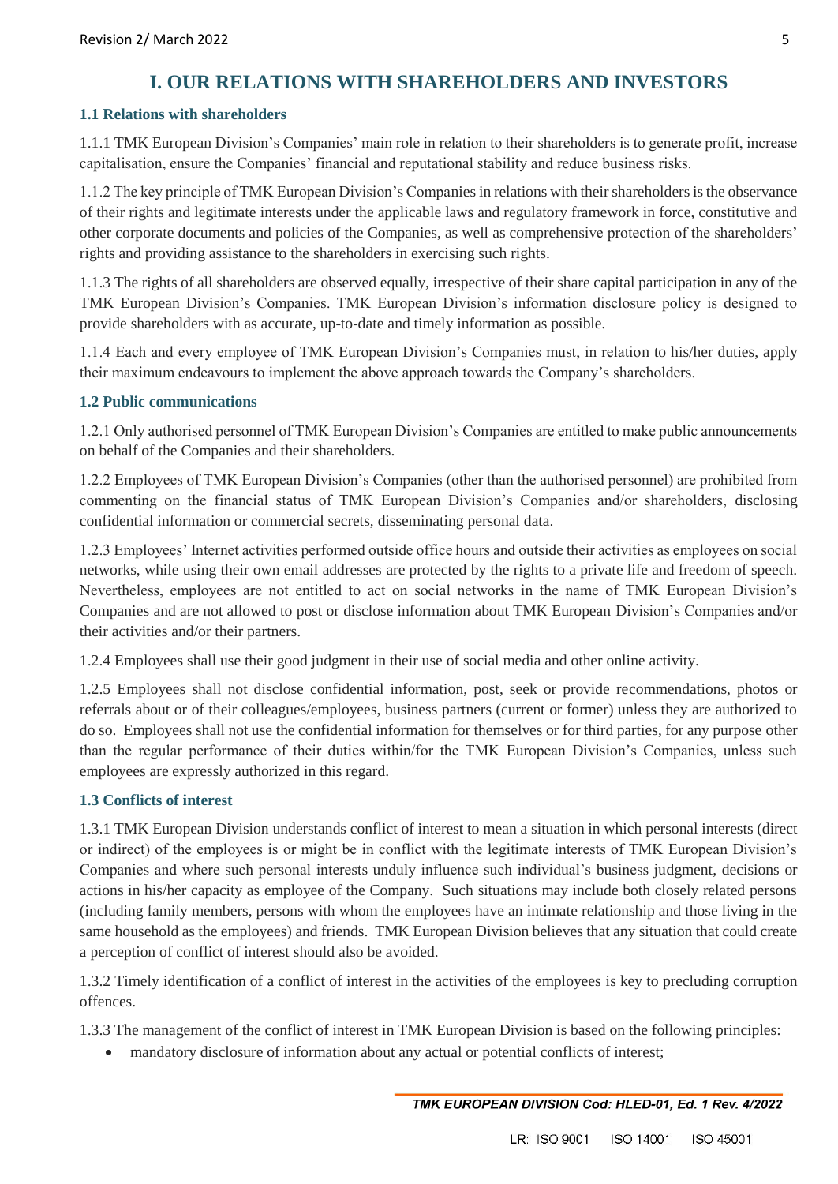# I. OUR RELATIONS WITH SHAREHOLDERS AND INVESTORS

### 1.1 Relations with shareholders

1.1.1 TMK European Division's Companies' main role in relation to their shareholders is to generate profit, increase capitalisation, ensure the Companies' financial and reputational stability and reduce business risks.

1.1.2 The key principle of TMK European Division's Companies in relations with their shareholders is the observance of their rights and legitimate interests under the applicable laws and regulatory framework in force, constitutive and other corporate documents and policies of the Companies, as well as comprehensive protection of the shareholders' rights and providing assistance to the shareholders in exercising such rights.

1.1.3 The rights of all shareholders are observed equally, irrespective of their share capital participation in any of the TMK European Division's Companies. TMK European Division's information disclosure policy is designed to provide shareholders with as accurate, up-to-date and timely information as possible.

1.1.4 Each and every employee of TMK European Division's Companies must, in relation to his/her duties, apply their maximum endeavours to implement the above approach towards the Company's shareholders.

### 1.2 Public communications

1.2.1 Only authorised personnel of TMK European Division's Companies are entitled to make public announcements on behalf of the Companies and their shareholders.

1.2.2 Employees of TMK European Division's Companies (other than the authorised personnel) are prohibited from commenting on the financial status of TMK European Division's Companies and/or shareholders, disclosing confidential information or commercial secrets, disseminating personal data.

1.2.3 Employees' Internet activities performed outside office hours and outside their activities as employees on social networks, while using their own email addresses are protected by the rights to a private life and freedom of speech. Nevertheless, employees are not entitled to act on social networks in the name of TMK European Division's Companies and are not allowed to post or disclose information about TMK European Division's Companies and/or their activities and/or their partners.

1.2.4 Employees shall use their good judgment in their use of social media and other online activity.

1.2.5 Employees shall not disclose confidential information, post, seek or provide recommendations, photos or referrals about or of their colleagues/employees, business partners (current or former) unless they are authorized to do so. Employees shall not use the confidential information for themselves or for third parties, for any purpose other than the regular performance of their duties within/for the TMK European Division's Companies, unless such employees are expressly authorized in this regard.

### 1.3 Conflicts of interest

1.3.1 TMK European Division understands conflict of interest to mean a situation in which personal interests (direct or indirect) of the employees is or might be in conflict with the legitimate interests of TMK European Division's Companies and where such personal interests unduly influence such individual's business judgment, decisions or actions in his/her capacity as employee of the Company. Such situations may include both closely related persons (including family members, persons with whom the employees have an intimate relationship and those living in the same household as the employees) and friends. TMK European Division believes that any situation that could create a perception of conflict of interest should also be avoided.

1.3.2 Timely identification of a conflict of interest in the activities of the employees is key to precluding corruption offences.

1.3.3 The management of the conflict of interest in TMK European Division is based on the following principles:

- mandatory disclosure of information about any actual or potential conflicts of interest;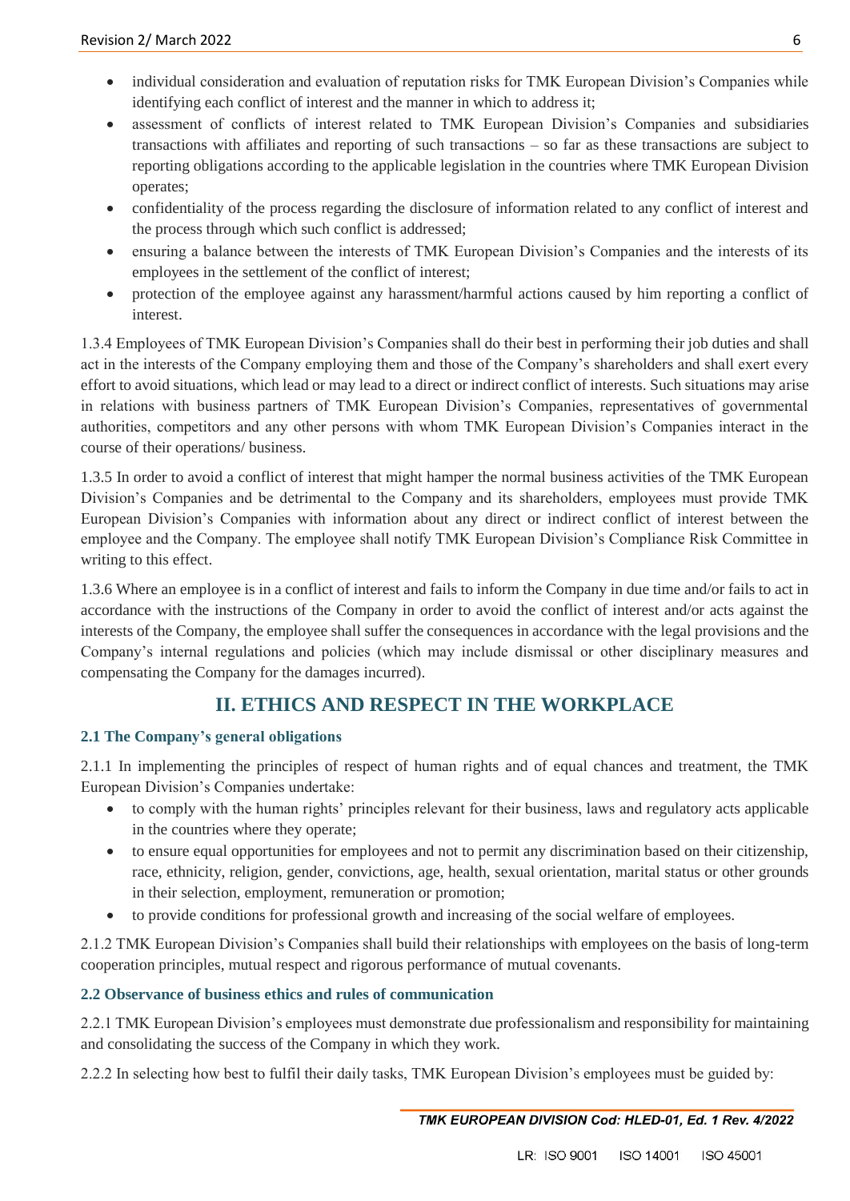- individual consideration and evaluation of reputation risks for TMK European Division's Companies while identifying each conflict of interest and the manner in which to address it;
- assessment of conflicts of interest related to TMK European Division's Companies and subsidiaries transactions with affiliates and reporting of such transactions – so far as these transactions are subject to reporting obligations according to the applicable legislation in the countries where TMK European Division operates;
- confidentiality of the process regarding the disclosure of information related to any conflict of interest and the process through which such conflict is addressed;
- ensuring a balance between the interests of TMK European Division's Companies and the interests of its employees in the settlement of the conflict of interest;
- protection of the employee against any harassment/harmful actions caused by him reporting a conflict of interest.

1.3.4 Employees of TMK European Division's Companies shall do their best in performing their job duties and shall act in the interests of the Company employing them and those of the Company's shareholders and shall exert every effort to avoid situations, which lead or may lead to a direct or indirect conflict of interests. Such situations may arise in relations with business partners of TMK European Division's Companies, representatives of governmental authorities, competitors and any other persons with whom TMK European Division's Companies interact in the course of their operations/ business.

1.3.5 In order to avoid a conflict of interest that might hamper the normal business activities of the TMK European Division's Companies and be detrimental to the Company and its shareholders, employees must provide TMK European Division's Companies with information about any direct or indirect conflict of interest between the employee and the Company. The employee shall notify TMK European Division's Compliance Risk Committee in writing to this effect.

1.3.6 Where an employee is in a conflict of interest and fails to inform the Company in due time and/or fails to act in accordance with the instructions of the Company in order to avoid the conflict of interest and/or acts against the interests of the Company, the employee shall suffer the consequences in accordance with the legal provisions and the Company's internal regulations and policies (which may include dismissal or other disciplinary measures and compensating the Company for the damages incurred).

## II. ETHICS AND RESPECT IN THE WORKPLACE

### 2.1 The Company's general obligations

2.1.1 In implementing the principles of respect of human rights and of equal chances and treatment, the TMK European Division's Companies undertake:

- to comply with the human rights' principles relevant for their business, laws and regulatory acts applicable in the countries where they operate;
- to ensure equal opportunities for employees and not to permit any discrimination based on their citizenship, race, ethnicity, religion, gender, convictions, age, health, sexual orientation, marital status or other grounds in their selection, employment, remuneration or promotion;
- to provide conditions for professional growth and increasing of the social welfare of employees.

2.1.2 TMK European Division's Companies shall build their relationships with employees on the basis of long-term cooperation principles, mutual respect and rigorous performance of mutual covenants.

### 2.2 Observance of business ethics and rules of communication

2.2.1 TMK European Division's employees must demonstrate due professionalism and responsibility for maintaining and consolidating the success of the Company in which they work.

2.2.2 In selecting how best to fulfil their daily tasks, TMK European Division's employees must be guided by: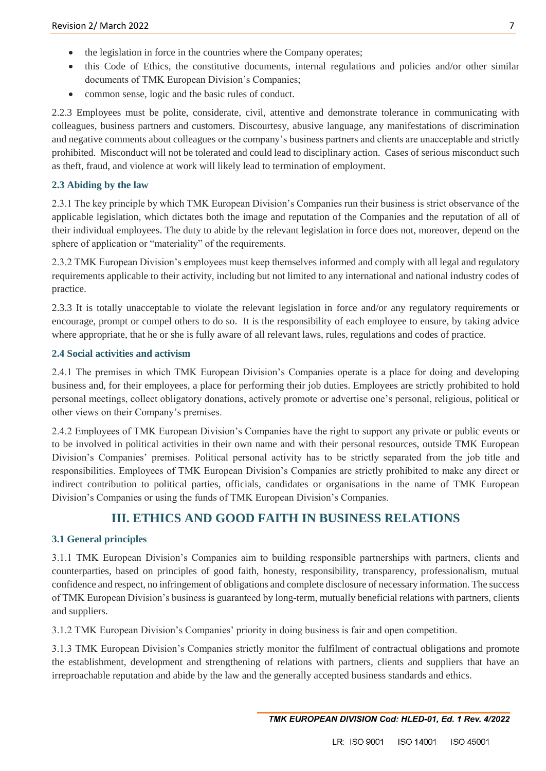- the legislation in force in the countries where the Company operates;
- this Code of Ethics, the constitutive documents, internal regulations and policies and/or other similar documents of TMK European Division's Companies;
- common sense, logic and the basic rules of conduct.

2.2.3 Employees must be polite, considerate, civil, attentive and demonstrate tolerance in communicating with colleagues, business partners and customers. Discourtesy, abusive language, any manifestations of discrimination and negative comments about colleagues or the company's business partners and clients are unacceptable and strictly prohibited. Misconduct will not be tolerated and could lead to disciplinary action. Cases of serious misconduct such as theft, fraud, and violence at work will likely lead to termination of employment.

### 2.3 Abiding by the law

2.3.1 The key principle by which TMK European Division's Companies run their business is strict observance of the applicable legislation, which dictates both the image and reputation of the Companies and the reputation of all of their individual employees. The duty to abide by the relevant legislation in force does not, moreover, depend on the sphere of application or "materiality" of the requirements.

2.3.2 TMK European Division's employees must keep themselves informed and comply with all legal and regulatory requirements applicable to their activity, including but not limited to any international and national industry codes of practice.

2.3.3 It is totally unacceptable to violate the relevant legislation in force and/or any regulatory requirements or encourage, prompt or compel others to do so. It is the responsibility of each employee to ensure, by taking advice where appropriate, that he or she is fully aware of all relevant laws, rules, regulations and codes of practice.

### 2.4 Social activities and activism

2.4.1 The premises in which TMK European Division's Companies operate is a place for doing and developing business and, for their employees, a place for performing their job duties. Employees are strictly prohibited to hold personal meetings, collect obligatory donations, actively promote or advertise one's personal, religious, political or other views on their Company's premises.

2.4.2 Employees of TMK European Division's Companies have the right to support any private or public events or to be involved in political activities in their own name and with their personal resources, outside TMK European Division's Companies' premises. Political personal activity has to be strictly separated from the job title and responsibilities. Employees of TMK European Division's Companies are strictly prohibited to make any direct or indirect contribution to political parties, officials, candidates or organisations in the name of TMK European Division's Companies or using the funds of TMK European Division's Companies.

## III. ETHICS AND GOOD FAITH IN BUSINESS RELATIONS

### 3.1 General principles

3.1.1 TMK European Division's Companies aim to building responsible partnerships with partners, clients and counterparties, based on principles of good faith, honesty, responsibility, transparency, professionalism, mutual confidence and respect, no infringement of obligations and complete disclosure of necessary information. The success of TMK European Division's business is guaranteed by long-term, mutually beneficial relations with partners, clients and suppliers.

3.1.2 TMK European Division's Companies' priority in doing business is fair and open competition.

3.1.3 TMK European Division's Companies strictly monitor the fulfilment of contractual obligations and promote the establishment, development and strengthening of relations with partners, clients and suppliers that have an irreproachable reputation and abide by the law and the generally accepted business standards and ethics.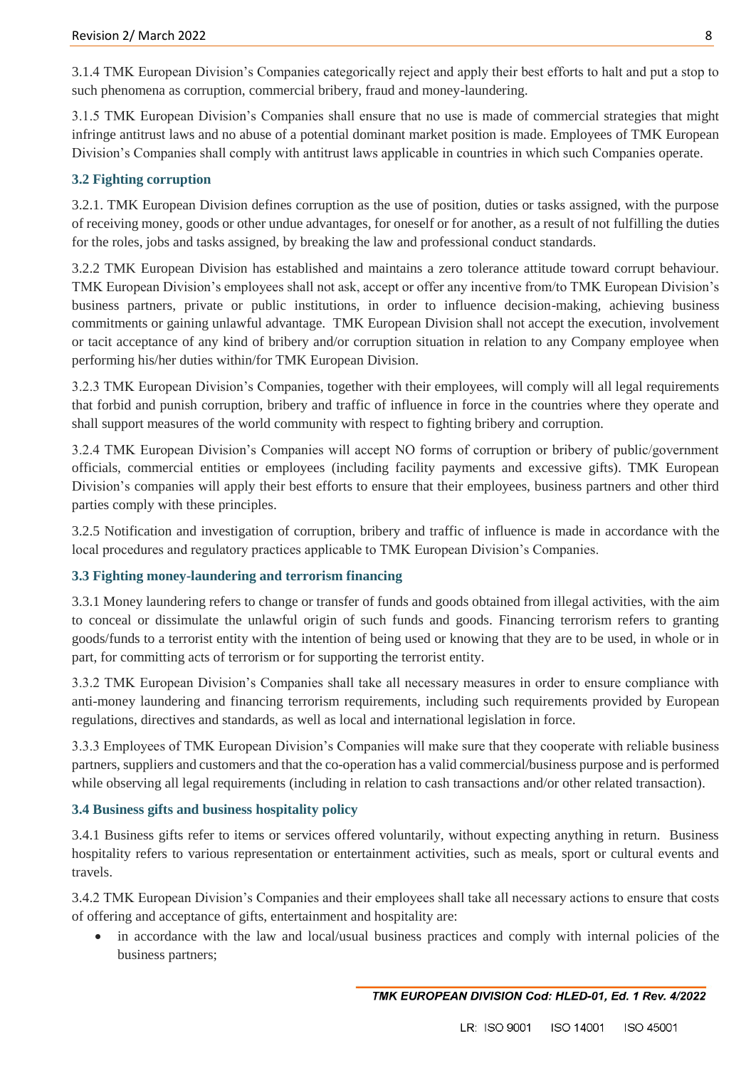3.1.4 TMK European Division's Companies categorically reject and apply their best efforts to halt and put a stop to such phenomena as corruption, commercial bribery, fraud and money-laundering.

3.1.5 TMK European Division's Companies shall ensure that no use is made of commercial strategies that might infringe antitrust laws and no abuse of a potential dominant market position is made. Employees of TMK European Division's Companies shall comply with antitrust laws applicable in countries in which such Companies operate.

### 3.2 Fighting corruption

3.2.1. TMK European Division defines corruption as the use of position, duties or tasks assigned, with the purpose of receiving money, goods or other undue advantages, for oneself or for another, as a result of not fulfilling the duties for the roles, jobs and tasks assigned, by breaking the law and professional conduct standards.

3.2.2 TMK European Division has established and maintains a zero tolerance attitude toward corrupt behaviour. TMK European Division's employees shall not ask, accept or offer any incentive from/to TMK European Division's business partners, private or public institutions, in order to influence decision-making, achieving business commitments or gaining unlawful advantage. TMK European Division shall not accept the execution, involvement or tacit acceptance of any kind of bribery and/or corruption situation in relation to any Company employee when performing his/her duties within/for TMK European Division.

3.2.3 TMK European Division's Companies, together with their employees, will comply will all legal requirements that forbid and punish corruption, bribery and traffic of influence in force in the countries where they operate and shall support measures of the world community with respect to fighting bribery and corruption.

3.2.4 TMK European Division's Companies will accept NO forms of corruption or bribery of public/government officials, commercial entities or employees (including facility payments and excessive gifts). TMK European Division's companies will apply their best efforts to ensure that their employees, business partners and other third parties comply with these principles.

3.2.5 Notification and investigation of corruption, bribery and traffic of influence is made in accordance with the local procedures and regulatory practices applicable to TMK European Division's Companies.

### 3.3 Fighting money-laundering and terrorism financing

3.3.1 Money laundering refers to change or transfer of funds and goods obtained from illegal activities, with the aim to conceal or dissimulate the unlawful origin of such funds and goods. Financing terrorism refers to granting goods/funds to a terrorist entity with the intention of being used or knowing that they are to be used, in whole or in part, for committing acts of terrorism or for supporting the terrorist entity.

3.3.2 TMK European Division's Companies shall take all necessary measures in order to ensure compliance with anti-money laundering and financing terrorism requirements, including such requirements provided by European regulations, directives and standards, as well as local and international legislation in force.

3.3.3 Employees of TMK European Division's Companies will make sure that they cooperate with reliable business partners, suppliers and customers and that the co-operation has a valid commercial/business purpose and is performed while observing all legal requirements (including in relation to cash transactions and/or other related transaction).

### 3.4 Business gifts and business hospitality policy

3.4.1 Business gifts refer to items or services offered voluntarily, without expecting anything in return. Business hospitality refers to various representation or entertainment activities, such as meals, sport or cultural events and travels.

3.4.2 TMK European Division's Companies and their employees shall take all necessary actions to ensure that costs of offering and acceptance of gifts, entertainment and hospitality are:

- in accordance with the law and local/usual business practices and comply with internal policies of the business partners;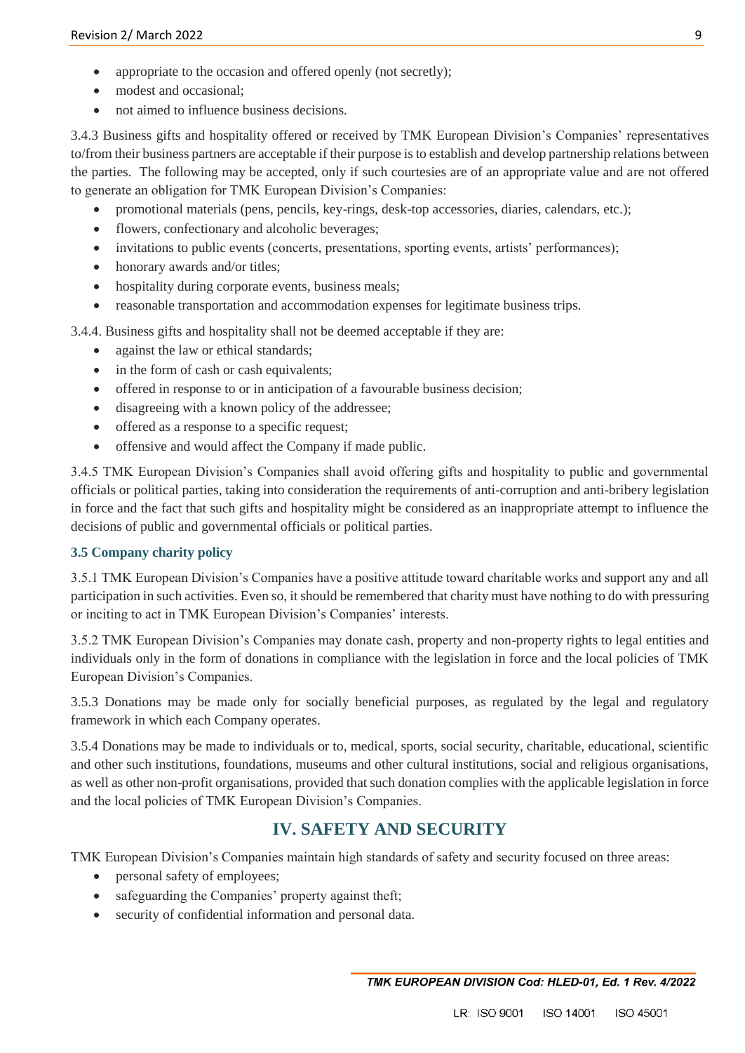- appropriate to the occasion and offered openly (not secretly);
- modest and occasional;
- not aimed to influence business decisions.

3.4.3 Business gifts and hospitality offered or received by TMK European Division's Companies' representatives to/from their business partners are acceptable if their purpose is to establish and develop partnership relations between the parties. The following may be accepted, only if such courtesies are of an appropriate value and are not offered to generate an obligation for TMK European Division's Companies:

- promotional materials (pens, pencils, key-rings, desk-top accessories, diaries, calendars, etc.);
- flowers, confectionary and alcoholic beverages;
- invitations to public events (concerts, presentations, sporting events, artists' performances);
- honorary awards and/or titles;
- hospitality during corporate events, business meals;
- reasonable transportation and accommodation expenses for legitimate business trips.

3.4.4. Business gifts and hospitality shall not be deemed acceptable if they are:

- against the law or ethical standards;
- in the form of cash or cash equivalents;
- offered in response to or in anticipation of a favourable business decision;
- disagreeing with a known policy of the addressee;
- offered as a response to a specific request;
- offensive and would affect the Company if made public.

3.4.5 TMK European Division's Companies shall avoid offering gifts and hospitality to public and governmental officials or political parties, taking into consideration the requirements of anti-corruption and anti-bribery legislation in force and the fact that such gifts and hospitality might be considered as an inappropriate attempt to influence the decisions of public and governmental officials or political parties.

### 3.5 Company charity policy

3.5.1 TMK European Division's Companies have a positive attitude toward charitable works and support any and all participation in such activities. Even so, it should be remembered that charity must have nothing to do with pressuring or inciting to act in TMK European Division's Companies' interests.

3.5.2 TMK European Division's Companies may donate cash, property and non-property rights to legal entities and individuals only in the form of donations in compliance with the legislation in force and the local policies of TMK European Division's Companies.

3.5.3 Donations may be made only for socially beneficial purposes, as regulated by the legal and regulatory framework in which each Company operates.

3.5.4 Donations may be made to individuals or to, medical, sports, social security, charitable, educational, scientific and other such institutions, foundations, museums and other cultural institutions, social and religious organisations, as well as other non-profit organisations, provided that such donation complies with the applicable legislation in force and the local policies of TMK European Division's Companies.

## IV. SAFETY AND SECURITY

TMK European Division's Companies maintain high standards of safety and security focused on three areas:

- personal safety of employees;
- safeguarding the Companies' property against theft;
- security of confidential information and personal data.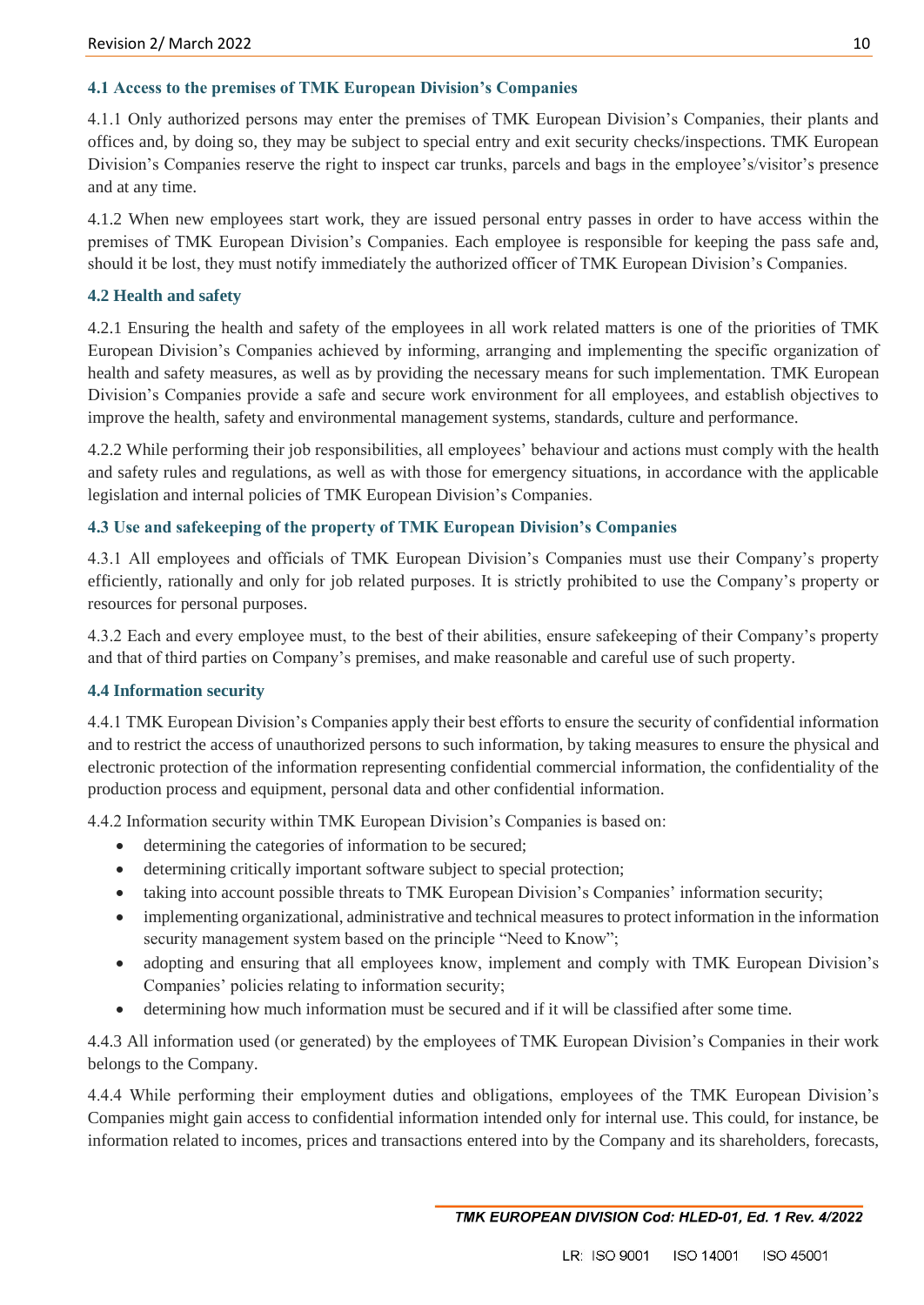### 4.1 Access to the premises of TMK European Division's Companies

4.1.1 Only authorized persons may enter the premises of TMK European Division's Companies, their plants and offices and, by doing so, they may be subject to special entry and exit security checks/inspections. TMK European Division's Companies reserve the right to inspect car trunks, parcels and bags in the employee's/visitor's presence and at any time.

4.1.2 When new employees start work, they are issued personal entry passes in order to have access within the premises of TMK European Division's Companies. Each employee is responsible for keeping the pass safe and, should it be lost, they must notify immediately the authorized officer of TMK European Division's Companies.

### 4.2 Health and safety

4.2.1 Ensuring the health and safety of the employees in all work related matters is one of the priorities of TMK European Division's Companies achieved by informing, arranging and implementing the specific organization of health and safety measures, as well as by providing the necessary means for such implementation. TMK European Division's Companies provide a safe and secure work environment for all employees, and establish objectives to improve the health, safety and environmental management systems, standards, culture and performance.

4.2.2 While performing their job responsibilities, all employees' behaviour and actions must comply with the health and safety rules and regulations, as well as with those for emergency situations, in accordance with the applicable legislation and internal policies of TMK European Division's Companies.

### 4.3 Use and safekeeping of the property of TMK European Division's Companies

4.3.1 All employees and officials of TMK European Division's Companies must use their Company's property efficiently, rationally and only for job related purposes. It is strictly prohibited to use the Company's property or resources for personal purposes.

4.3.2 Each and every employee must, to the best of their abilities, ensure safekeeping of their Company's property and that of third parties on Company's premises, and make reasonable and careful use of such property.

### 4.4 Information security

4.4.1 TMK European Division's Companies apply their best efforts to ensure the security of confidential information and to restrict the access of unauthorized persons to such information, by taking measures to ensure the physical and electronic protection of the information representing confidential commercial information, the confidentiality of the production process and equipment, personal data and other confidential information.

4.4.2 Information security within TMK European Division's Companies is based on:

- determining the categories of information to be secured;
- determining critically important software subject to special protection;
- taking into account possible threats to TMK European Division's Companies' information security;
- implementing organizational, administrative and technical measures to protect information in the information security management system based on the principle "Need to Know";
- adopting and ensuring that all employees know, implement and comply with TMK European Division's Companies' policies relating to information security;
- determining how much information must be secured and if it will be classified after some time.

4.4.3 All information used (or generated) by the employees of TMK European Division's Companies in their work belongs to the Company.

4.4.4 While performing their employment duties and obligations, employees of the TMK European Division's Companies might gain access to confidential information intended only for internal use. This could, for instance, be information related to incomes, prices and transactions entered into by the Company and its shareholders, forecasts,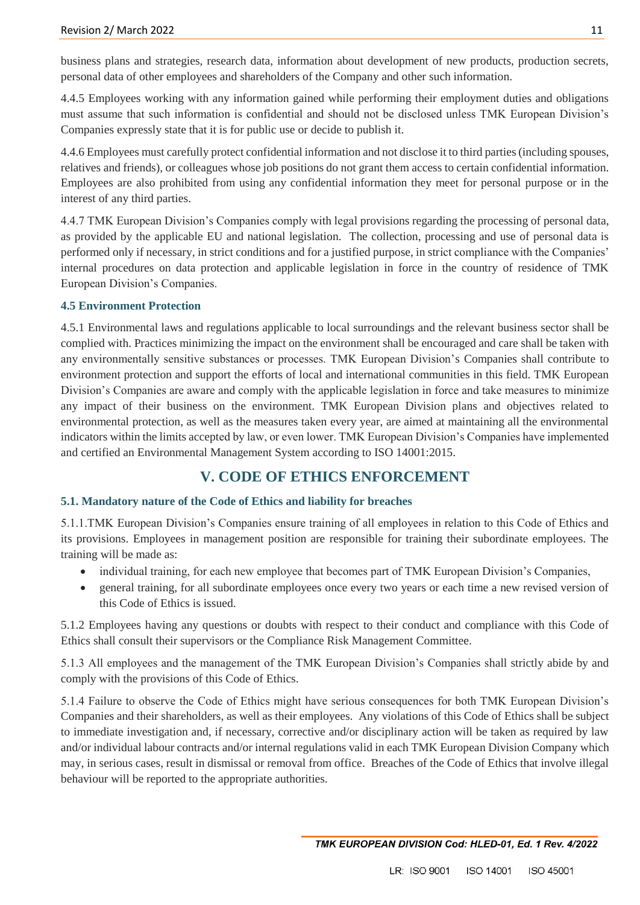business plans and strategies, research data, information about development of new products, production secrets, personal data of other employees and shareholders of the Company and other such information.

4.4.5 Employees working with any information gained while performing their employment duties and obligations must assume that such information is confidential and should not be disclosed unless TMK European Division's Companies expressly state that it is for public use or decide to publish it.

4.4.6 Employees must carefully protect confidential information and not disclose it to third parties (including spouses, relatives and friends), or colleagues whose job positions do not grant them access to certain confidential information. Employees are also prohibited from using any confidential information they meet for personal purpose or in the interest of any third parties.

4.4.7 TMK European Division's Companies comply with legal provisions regarding the processing of personal data, as provided by the applicable EU and national legislation. The collection, processing and use of personal data is performed only if necessary, in strict conditions and for a justified purpose, in strict compliance with the Companies' internal procedures on data protection and applicable legislation in force in the country of residence of TMK European Division's Companies.

### 4.5 Environment Protection

4.5.1 Environmental laws and regulations applicable to local surroundings and the relevant business sector shall be complied with. Practices minimizing the impact on the environment shall be encouraged and care shall be taken with any environmentally sensitive substances or processes. TMK European Division's Companies shall contribute to environment protection and support the efforts of local and international communities in this field. TMK European Division's Companies are aware and comply with the applicable legislation in force and take measures to minimize any impact of their business on the environment. TMK European Division plans and objectives related to environmental protection, as well as the measures taken every year, are aimed at maintaining all the environmental indicators within the limits accepted by law, or even lower. TMK European Division's Companies have implemented and certified an Environmental Management System according to ISO 14001:2015.

## V. CODE OF ETHICS ENFORCEMENT

### 5.1. Mandatory nature of the Code of Ethics and liability for breaches

5.1.1.TMK European Division's Companies ensure training of all employees in relation to this Code of Ethics and its provisions. Employees in management position are responsible for training their subordinate employees. The training will be made as:

- individual training, for each new employee that becomes part of TMK European Division's Companies,
- general training, for all subordinate employees once every two years or each time a new revised version of this Code of Ethics is issued.

5.1.2 Employees having any questions or doubts with respect to their conduct and compliance with this Code of Ethics shall consult their supervisors or the Compliance Risk Management Committee.

5.1.3 All employees and the management of the TMK European Division's Companies shall strictly abide by and comply with the provisions of this Code of Ethics.

5.1.4 Failure to observe the Code of Ethics might have serious consequences for both TMK European Division's Companies and their shareholders, as well as their employees. Any violations of this Code of Ethics shall be subject to immediate investigation and, if necessary, corrective and/or disciplinary action will be taken as required by law and/or individual labour contracts and/or internal regulations valid in each TMK European Division Company which may, in serious cases, result in dismissal or removal from office. Breaches of the Code of Ethics that involve illegal behaviour will be reported to the appropriate authorities.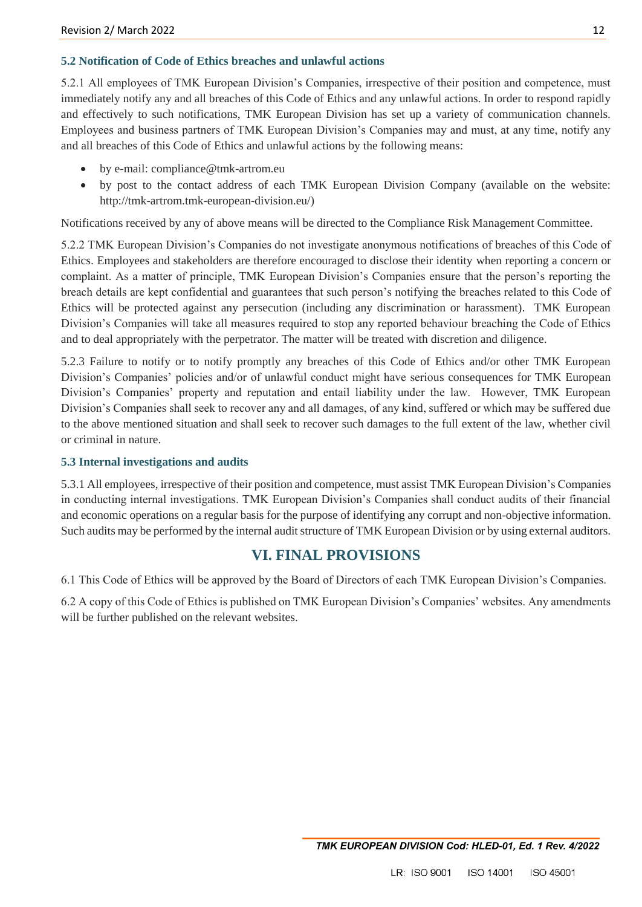### 5.2 Notification of Code of Ethics breaches and unlawful actions

5.2.1 All employees of TMK European Division's Companies, irrespective of their position and competence, must immediately notify any and all breaches of this Code of Ethics and any unlawful actions. In order to respond rapidly and effectively to such notifications, TMK European Division has set up a variety of communication channels. Employees and business partners of TMK European Division's Companies may and must, at any time, notify any and all breaches of this Code of Ethics and unlawful actions by the following means:

- by e-mail: compliance@tmk-artrom.eu
- by post to the contact address of each TMK European Division Company (available on the website: http://tmk-artrom.tmk-european-division.eu/)

Notifications received by any of above means will be directed to the Compliance Risk Management Committee.

5.2.2 TMK European Division's Companies do not investigate anonymous notifications of breaches of this Code of Ethics. Employees and stakeholders are therefore encouraged to disclose their identity when reporting a concern or complaint. As a matter of principle, TMK European Division's Companies ensure that the person's reporting the breach details are kept confidential and guarantees that such person's notifying the breaches related to this Code of Ethics will be protected against any persecution (including any discrimination or harassment). TMK European Division's Companies will take all measures required to stop any reported behaviour breaching the Code of Ethics and to deal appropriately with the perpetrator. The matter will be treated with discretion and diligence.

5.2.3 Failure to notify or to notify promptly any breaches of this Code of Ethics and/or other TMK European Division's Companies' policies and/or of unlawful conduct might have serious consequences for TMK European Division's Companies' property and reputation and entail liability under the law. However, TMK European Division's Companies shall seek to recover any and all damages, of any kind, suffered or which may be suffered due to the above mentioned situation and shall seek to recover such damages to the full extent of the law, whether civil or criminal in nature.

### 5.3 Internal investigations and audits

5.3.1 All employees, irrespective of their position and competence, must assist TMK European Division's Companies in conducting internal investigations. TMK European Division's Companies shall conduct audits of their financial and economic operations on a regular basis for the purpose of identifying any corrupt and non-objective information. Such audits may be performed by the internal audit structure of TMK European Division or by using external auditors.

## VI. FINAL PROVISIONS

6.1 This Code of Ethics will be approved by the Board of Directors of each TMK European Division's Companies.

6.2 A copy of this Code of Ethics is published on TMK European Division's Companies' websites. Any amendments will be further published on the relevant websites.